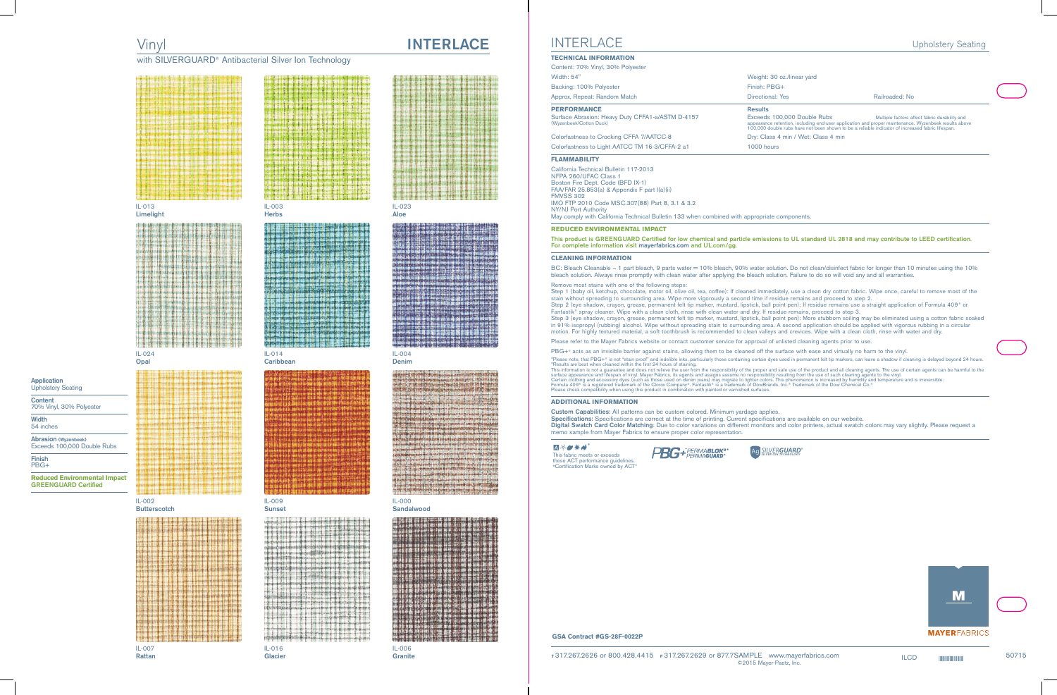# Vinyl

## INTERLACE

with SILVERGUARD® Antibacterial Silver Ion Technology

IL-013
**Limelight**

IL-003
**Herbs**

IL-023
**Aloe**

IL-024
**Opal**

IL-014
**Caribbean**

IL-004
**Denim**

IL-002
**Butterscotch**

IL-009
**Sunset**

IL-000
**Sandalwood**

IL-007
**Rattan**

IL-016
**Glacier**

IL-006
**Granite**

**Application**
Upholstery Seating

**Content**
70% Vinyl, 30% Polyester

**Width**
54 inches

**Abrasion** (Wyzenbeek)
Exceeds 100,000 Double Rubs

**Finish**
PBG+

**Reduced Environmental Impact**
**GREENGUARD Certified**

# INTERLACE

Upholstery Seating

### TECHNICAL INFORMATION

Content: 70% Vinyl, 30% Polyester

| | | |
|---|---|---|
| Width: 54" | Weight: 30 oz./linear yard | |
| Backing: 100% Polyester | Finish: PBG+ | |
| Approx. Repeat: Random Match | Directional: Yes | Railroaded: No |

### PERFORMANCE

| PERFORMANCE | Results | |
|---|---|---|
| Surface Abrasion: Heavy Duty CFFA1-a/ASTM D-4157 (Wyzenbeek/Cotton Duck) | Exceeds 100,000 Double Rubs | Multiple factors affect fabric durability and appearance retention, including end-user application and proper maintenance. Wyzenbeek results above 100,000 double rubs have not been shown to be a reliable indicator of increased fabric lifespan. |
| Colorfastness to Crocking CFFA 7/AATCC-8 | Dry: Class 4 min / Wet: Class 4 min | |
| Colorfastness to Light AATCC TM 16-3/CFFA-2 a1 | 1000 hours | |

### FLAMMABILITY

California Technical Bulletin 117-2013
NFPA 260/UFAC Class 1
Boston Fire Dept. Code (BFD IX-1)
FAA/FAR 25.853(a) & Appendix F part I(a)(ii)
FMVSS 302
IMO FTP 2010 Code MSC.307(88) Part 8, 3.1 & 3.2
NY/NJ Port Authority
May comply with California Technical Bulletin 133 when combined with appropriate components.

### REDUCED ENVIRONMENTAL IMPACT

**This product is GREENGUARD Certified for low chemical and particle emissions to UL standard UL 2818 and may contribute to LEED certification. For complete information visit mayerfabrics.com and ULcom/gg.**

### CLEANING INFORMATION

BC: Bleach Cleanable – 1 part bleach, 9 parts water = 10% bleach, 90% water solution. Do not clean/disinfect fabric for longer than 10 minutes using the 10% bleach solution. Always rinse promptly with clean water after applying the bleach solution. Failure to do so will void any and all warranties.

Remove most stains with one of the following steps:
Step 1 (baby oil, ketchup, chocolate, motor oil, olive oil, tea, coffee): If cleaned immediately, use a clean dry cotton fabric. Wipe once, careful to remove most of the stain without spreading to surrounding area. Wipe more vigorously a second time if residue remains and proceed to step 2.
Step 2 (eye shadow, crayon, grease, permanent felt tip marker, mustard, lipstick, ball point pen): If residue remains use a straight application of Formula 409® or Fantastik® spray cleaner. Wipe with a clean cloth, rinse with clean water and dry. If residue remains, proceed to step 3.
Step 3 (eye shadow, crayon, grease, permanent felt tip marker, mustard, lipstick, ball point pen): More stubborn soiling may be eliminated using a cotton fabric soaked in 91% isopropyl (rubbing) alcohol. Wipe without spreading stain to surrounding area. A second application should be applied with vigorous rubbing in a circular motion. For highly textured material, a soft toothbrush is recommended to clean valleys and crevices. Wipe with a clean cloth, rinse with water and dry.

Please refer to the Mayer Fabrics website or contact customer service for approval of unlisted cleaning agents prior to use.

PBG+® acts as an invisible barrier against stains, allowing them to be cleaned off the surface with ease and virtually no harm to the vinyl.

*Please note, that PBG+® is not "stain proof" and indelible inks, particularly those containing certain dyes used in permanent felt tip markers, can leave a shadow if cleaning is delayed beyond 24 hours.
*Results are best when cleaned within the first 24 hours of staining.
This information is not a guarantee and does not relieve the user from the responsibility of the proper and safe use of the product and all cleaning agents. The use of certain agents can be harmful to the surface appearance and lifespan of vinyl. Mayer Fabrics, its agents and assigns assume no responsibility resulting from the use of such cleaning agents to the vinyl.
Certain clothing and accessory dyes (such as those used on denim jeans) may migrate to lighter colors. This phenomenon is increased by humidity and temperature and is irreversible.
Formula 409® is a registered trademark of the Clorox Company®. Fantastik® is a trademark of DowBrands, Inc.® Trademark of the Dow Chemical Co.®
Please check compatibility when using this product in combination with painted or varnished surfaces.

### ADDITIONAL INFORMATION

**Custom Capabilities:** All patterns can be custom colored. Minimum yardage applies.
**Specifications:** Specifications are correct at the time of printing. Current specifications are available on our website.
**Digital Swatch Card Color Matching:** Due to color variations on different monitors and color printers, actual swatch colors may vary slightly. Please request a memo sample from Mayer Fabrics to ensure proper color representation.

This fabric meets or exceeds these ACT performance guidelines.
*Certification Marks owned by ACT®

PBG+ PERMABLOK3® PERMAGUARD®

SILVERGUARD® SILVER ION TECHNOLOGY

MAYERFABRICS

**GSA Contract #GS-28F-0022P**

T 317.267.2626 or 800.428.4415 F 317.267.2629 or 877.7SAMPLE www.mayerfabrics.com
©2015 Mayer-Paetz, Inc.

ILCD

50715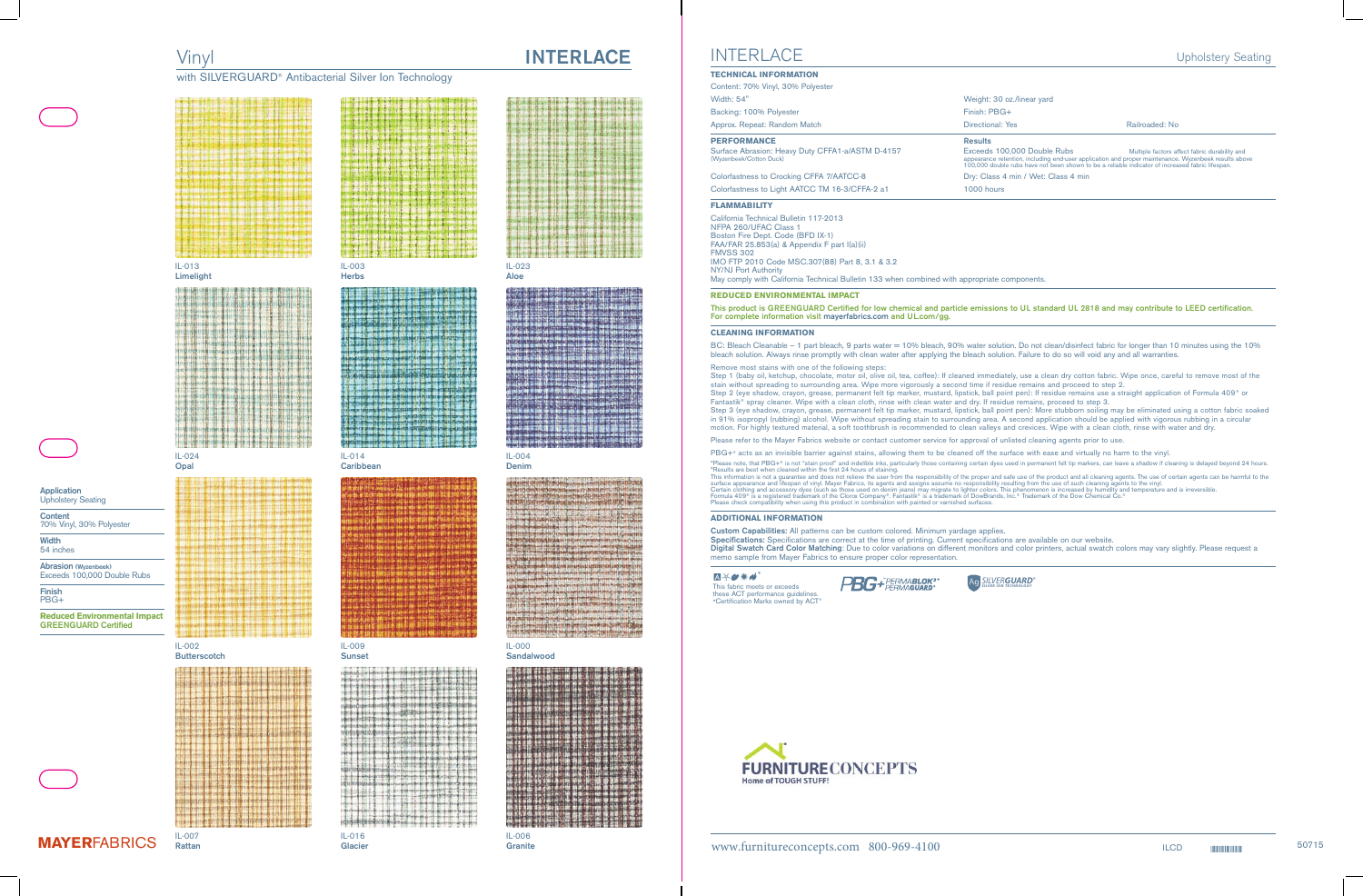# Vinyl

## INTERLACE

with SILVERGUARD® Antibacterial Silver Ion Technology

IL-013
**Limelight**

IL-003
**Herbs**

IL-023
**Aloe**

IL-024
**Opal**

IL-014
**Caribbean**

IL-004
**Denim**

IL-002
**Butterscotch**

IL-009
**Sunset**

IL-000
**Sandalwood**

IL-007
**Rattan**

IL-016
**Glacier**

IL-006
**Granite**

**Application**
Upholstery Seating

**Content**
70% Vinyl, 30% Polyester

**Width**
54 inches

**Abrasion** (Wyzenbeek)
Exceeds 100,000 Double Rubs

**Finish**
PBG+

**Reduced Environmental Impact**
**GREENGUARD Certified**

**MAYERFABRICS**

# INTERLACE

Upholstery Seating

### TECHNICAL INFORMATION

Content: 70% Vinyl, 30% Polyester

| | | |
|---|---|---|
| Width: 54" | Weight: 30 oz./linear yard | |
| Backing: 100% Polyester | Finish: PBG+ | |
| Approx. Repeat: Random Match | Directional: Yes | Railroaded: No |

### PERFORMANCE

| PERFORMANCE | Results | |
|---|---|---|
| Surface Abrasion: Heavy Duty CFFA1-a/ASTM D-4157 (Wyzenbeek/Cotton Duck) | Exceeds 100,000 Double Rubs | Multiple factors affect fabric durability and appearance retention, including end-user application and proper maintenance. Wyzenbeek results above 100,000 double rubs have not been shown to be a reliable indicator of increased fabric lifespan. |
| Colorfastness to Crocking CFFA 7/AATCC-8 | Dry: Class 4 min / Wet: Class 4 min | |
| Colorfastness to Light AATCC TM 16-3/CFFA-2 a1 | 1000 hours | |

### FLAMMABILITY

California Technical Bulletin 117-2013
NFPA 260/UFAC Class 1
Boston Fire Dept. Code (BFD IX-1)
FAA/FAR 25.853(a) & Appendix F part I(a)(ii)
FMVSS 302
IMO FTP 2010 Code MSC.307(88) Part 8, 3.1 & 3.2
NY/NJ Port Authority
May comply with California Technical Bulletin 133 when combined with appropriate components.

### REDUCED ENVIRONMENTAL IMPACT

**This product is GREENGUARD Certified for low chemical and particle emissions to UL standard UL 2818 and may contribute to LEED certification. For complete information visit mayerfabrics.com and ULcom/gg.**

### CLEANING INFORMATION

BC: Bleach Cleanable – 1 part bleach, 9 parts water = 10% bleach, 90% water solution. Do not clean/disinfect fabric for longer than 10 minutes using the 10% bleach solution. Always rinse promptly with clean water after applying the bleach solution. Failure to do so will void any and all warranties.

Remove most stains with one of the following steps:
Step 1 (baby oil, ketchup, chocolate, motor oil, olive oil, tea, coffee): If cleaned immediately, use a clean dry cotton fabric. Wipe once, careful to remove most of the stain without spreading to surrounding area. Wipe more vigorously a second time if residue remains and proceed to step 2.
Step 2 (eye shadow, crayon, grease, permanent felt tip marker, mustard, lipstick, ball point pen): If residue remains use a straight application of Formula 409® or Fantastik® spray cleaner. Wipe with a clean cloth, rinse with clean water and dry. If residue remains, proceed to step 3.
Step 3 (eye shadow, crayon, grease, permanent felt tip marker, mustard, lipstick, ball point pen): More stubborn soiling may be eliminated using a cotton fabric soaked in 91% isopropyl (rubbing) alcohol. Wipe without spreading stain to surrounding area. A second application should be applied with vigorous rubbing in a circular motion. For highly textured material, a soft toothbrush is recommended to clean valleys and crevices. Wipe with a clean cloth, rinse with water and dry.

Please refer to the Mayer Fabrics website or contact customer service for approval of unlisted cleaning agents prior to use.

PBG+® acts as an invisible barrier against stains, allowing them to be cleaned off the surface with ease and virtually no harm to the vinyl.

*Please note, that PBG+® is not "stain proof" and indelible inks, particularly those containing certain dyes used in permanent felt tip markers, can leave a shadow if cleaning is delayed beyond 24 hours.
*Results are best when cleaned within the first 24 hours of staining.
This information is not a guarantee and does not relieve the user from the responsibility of the proper and safe use of the product and all cleaning agents. The use of certain agents can be harmful to the surface appearance and lifespan of vinyl. Mayer Fabrics, its agents and assigns assume no responsibility arising from the use of such cleaning agents to the vinyl.
Certain clothing and accessory dyes (such as those used on denim jeans) may migrate to lighter colors. This phenomenon is increased by humidity and temperature and is irreversible.
Formula 409® is a registered trademark of the Clorox Company®. Fantastik® is a trademark of DowBrands, Inc.® Trademark of the Dow Chemical Co.®
Please check compatibility when using this product in combination with painted or varnished surfaces.

### ADDITIONAL INFORMATION

**Custom Capabilities:** All patterns can be custom colored. Minimum yardage applies.
**Specifications:** Specifications are correct at the time of printing. Current specifications are available on our website.
**Digital Swatch Card Color Matching:** Due to color variations on different monitors and color printers, actual swatch colors may vary slightly. Please request a memo sample from Mayer Fabrics to ensure proper color representation.

This fabric meets or exceeds these ACT performance guidelines.
*Certification Marks owned by ACT®

PBG+ PERMABLOK3® PERMAGUARD®

Ag SILVERGUARD® SILVER ION TECHNOLOGY

FURNITURECONCEPTS
Home of TOUGH STUFF!

www.furnitureconcepts.com 800-969-4100

ILCD

50715